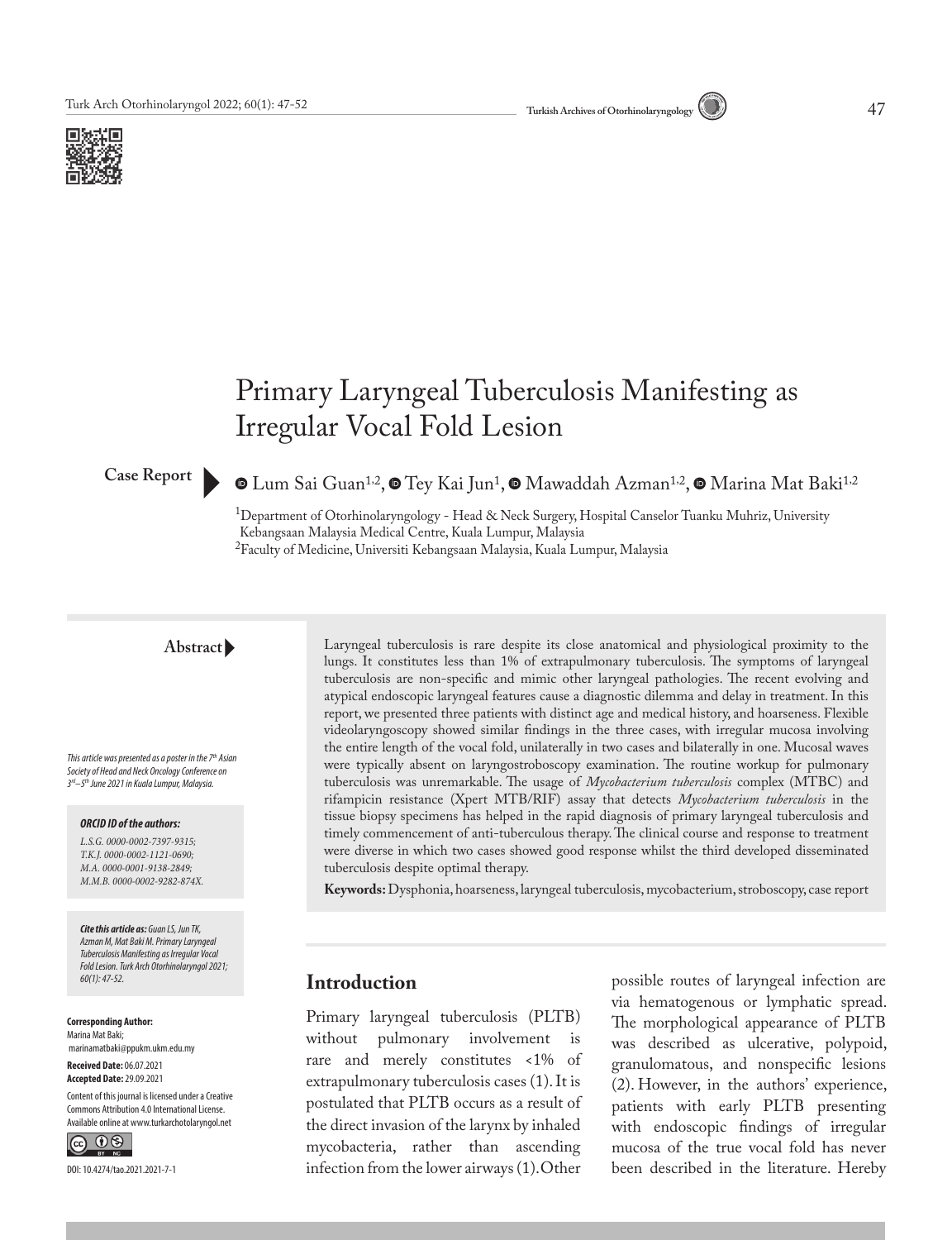# Primary Laryngeal Tuberculosis Manifesting as Irregular Vocal Fold Lesion

**Case Report**

Lum Sai Guan[1,2], Tey Kai Jun[1], Mawaddah Azman[1,2], Marina Mat Baki[1,2]

[1]Department of Otorhinolaryngology - Head & Neck Surgery, Hospital Canselor Tuanku Muhriz, University Kebangsaan Malaysia Medical Centre, Kuala Lumpur, Malaysia
[2]Faculty of Medicine, Universiti Kebangsaan Malaysia, Kuala Lumpur, Malaysia

*This article was presented as a poster in the 7th Asian Society of Head and Neck Oncology Conference on 3rd–5th June 2021 in Kuala Lumpur, Malaysia.*

***ORCID ID of the authors:***

*L.S.G. 0000-0002-7397-9315;*
*T.K.J. 0000-0002-1121-0690;*
*M.A. 0000-0001-9138-2849;*
*M.M.B. 0000-0002-9282-874X.*

***Cite this article as:*** *Guan LS, Jun TK, Azman M, Mat Baki M. Primary Laryngeal Tuberculosis Manifesting as Irregular Vocal Fold Lesion. Turk Arch Otorhinolaryngol 2021; 60(1): 47-52.*

**Corresponding Author:**
Marina Mat Baki;
marinamatbaki@ppukm.ukm.edu.my

**Received Date:** 06.07.2021
**Accepted Date:** 29.09.2021

Content of this journal is licensed under a Creative Commons Attribution 4.0 International License. Available online at www.turkarchotolaryngol.net

DOI: 10.4274/tao.2021.2021-7-1

## Abstract

Laryngeal tuberculosis is rare despite its close anatomical and physiological proximity to the lungs. It constitutes less than 1% of extrapulmonary tuberculosis. The symptoms of laryngeal tuberculosis are non-specific and mimic other laryngeal pathologies. The recent evolving and atypical endoscopic laryngeal features cause a diagnostic dilemma and delay in treatment. In this report, we presented three patients with distinct age and medical history, and hoarseness. Flexible videolaryngoscopy showed similar findings in the three cases, with irregular mucosa involving the entire length of the vocal fold, unilaterally in two cases and bilaterally in one. Mucosal waves were typically absent on laryngostroboscopy examination. The routine workup for pulmonary tuberculosis was unremarkable. The usage of *Mycobacterium tuberculosis* complex (MTBC) and rifampicin resistance (Xpert MTB/RIF) assay that detects *Mycobacterium tuberculosis* in the tissue biopsy specimens has helped in the rapid diagnosis of primary laryngeal tuberculosis and timely commencement of anti-tuberculous therapy. The clinical course and response to treatment were diverse in which two cases showed good response whilst the third developed disseminated tuberculosis despite optimal therapy.

**Keywords:** Dysphonia, hoarseness, laryngeal tuberculosis, mycobacterium, stroboscopy, case report

## Introduction

Primary laryngeal tuberculosis (PLTB) without pulmonary involvement is rare and merely constitutes <1% of extrapulmonary tuberculosis cases (1). It is postulated that PLTB occurs as a result of the direct invasion of the larynx by inhaled mycobacteria, rather than ascending infection from the lower airways (1). Other possible routes of laryngeal infection are via hematogenous or lymphatic spread. The morphological appearance of PLTB was described as ulcerative, polypoid, granulomatous, and nonspecific lesions (2). However, in the authors' experience, patients with early PLTB presenting with endoscopic findings of irregular mucosa of the true vocal fold has never been described in the literature. Hereby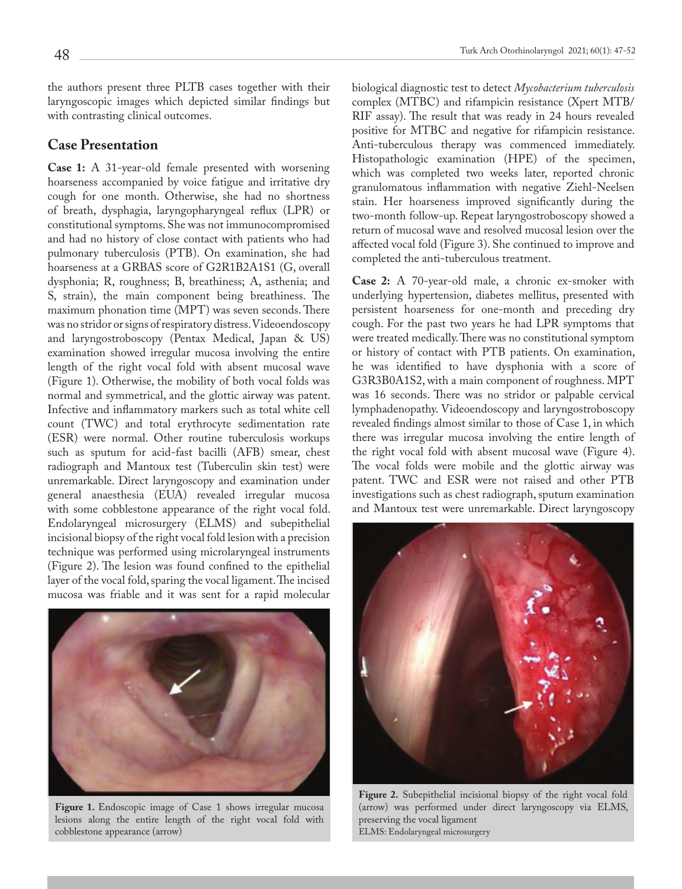the authors present three PLTB cases together with their laryngoscopic images which depicted similar findings but with contrasting clinical outcomes.

## Case Presentation

**Case 1:** A 31-year-old female presented with worsening hoarseness accompanied by voice fatigue and irritative dry cough for one month. Otherwise, she had no shortness of breath, dysphagia, laryngopharyngeal reflux (LPR) or constitutional symptoms. She was not immunocompromised and had no history of close contact with patients who had pulmonary tuberculosis (PTB). On examination, she had hoarseness at a GRBAS score of G2R1B2A1S1 (G, overall dysphonia; R, roughness; B, breathiness; A, asthenia; and S, strain), the main component being breathiness. The maximum phonation time (MPT) was seven seconds. There was no stridor or signs of respiratory distress. Videoendoscopy and laryngostroboscopy (Pentax Medical, Japan & US) examination showed irregular mucosa involving the entire length of the right vocal fold with absent mucosal wave (Figure 1). Otherwise, the mobility of both vocal folds was normal and symmetrical, and the glottic airway was patent. Infective and inflammatory markers such as total white cell count (TWC) and total erythrocyte sedimentation rate (ESR) were normal. Other routine tuberculosis workups such as sputum for acid-fast bacilli (AFB) smear, chest radiograph and Mantoux test (Tuberculin skin test) were unremarkable. Direct laryngoscopy and examination under general anaesthesia (EUA) revealed irregular mucosa with some cobblestone appearance of the right vocal fold. Endolaryngeal microsurgery (ELMS) and subepithelial incisional biopsy of the right vocal fold lesion with a precision technique was performed using microlaryngeal instruments (Figure 2). The lesion was found confined to the epithelial layer of the vocal fold, sparing the vocal ligament. The incised mucosa was friable and it was sent for a rapid molecular biological diagnostic test to detect *Mycobacterium tuberculosis* complex (MTBC) and rifampicin resistance (Xpert MTB/RIF assay). The result that was ready in 24 hours revealed positive for MTBC and negative for rifampicin resistance. Anti-tuberculous therapy was commenced immediately. Histopathologic examination (HPE) of the specimen, which was completed two weeks later, reported chronic granulomatous inflammation with negative Ziehl-Neelsen stain. Her hoarseness improved significantly during the two-month follow-up. Repeat laryngostroboscopy showed a return of mucosal wave and resolved mucosal lesion over the affected vocal fold (Figure 3). She continued to improve and completed the anti-tuberculous treatment.

**Figure 1.** Endoscopic image of Case 1 shows irregular mucosa lesions along the entire length of the right vocal fold with cobblestone appearance (arrow)

**Case 2:** A 70-year-old male, a chronic ex-smoker with underlying hypertension, diabetes mellitus, presented with persistent hoarseness for one-month and preceding dry cough. For the past two years he had LPR symptoms that were treated medically. There was no constitutional symptom or history of contact with PTB patients. On examination, he was identified to have dysphonia with a score of G3R3B0A1S2, with a main component of roughness. MPT was 16 seconds. There was no stridor or palpable cervical lymphadenopathy. Videoendoscopy and laryngostroboscopy revealed findings almost similar to those of Case 1, in which there was irregular mucosa involving the entire length of the right vocal fold with absent mucosal wave (Figure 4). The vocal folds were mobile and the glottic airway was patent. TWC and ESR were not raised and other PTB investigations such as chest radiograph, sputum examination and Mantoux test were unremarkable. Direct laryngoscopy

**Figure 2.** Subepithelial incisional biopsy of the right vocal fold (arrow) was performed under direct laryngoscopy via ELMS, preserving the vocal ligament
ELMS: Endolaryngeal microsurgery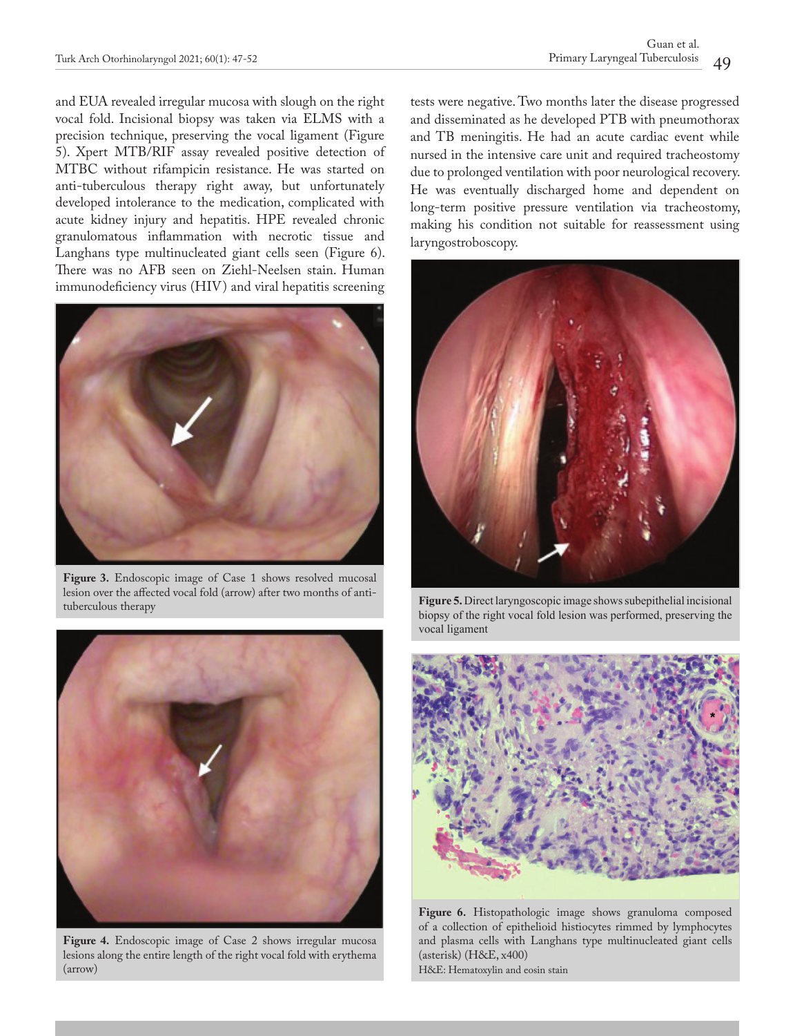and EUA revealed irregular mucosa with slough on the right vocal fold. Incisional biopsy was taken via ELMS with a precision technique, preserving the vocal ligament (Figure 5). Xpert MTB/RIF assay revealed positive detection of MTBC without rifampicin resistance. He was started on anti-tuberculous therapy right away, but unfortunately developed intolerance to the medication, complicated with acute kidney injury and hepatitis. HPE revealed chronic granulomatous inflammation with necrotic tissue and Langhans type multinucleated giant cells seen (Figure 6). There was no AFB seen on Ziehl-Neelsen stain. Human immunodeficiency virus (HIV) and viral hepatitis screening tests were negative. Two months later the disease progressed and disseminated as he developed PTB with pneumothorax and TB meningitis. He had an acute cardiac event while nursed in the intensive care unit and required tracheostomy due to prolonged ventilation with poor neurological recovery. He was eventually discharged home and dependent on long-term positive pressure ventilation via tracheostomy, making his condition not suitable for reassessment using laryngostroboscopy.

**Figure 3.** Endoscopic image of Case 1 shows resolved mucosal lesion over the affected vocal fold (arrow) after two months of anti-tuberculous therapy

**Figure 4.** Endoscopic image of Case 2 shows irregular mucosa lesions along the entire length of the right vocal fold with erythema (arrow)

**Figure 5.** Direct laryngoscopic image shows subepithelial incisional biopsy of the right vocal fold lesion was performed, preserving the vocal ligament

**Figure 6.** Histopathologic image shows granuloma composed of a collection of epithelioid histiocytes rimmed by lymphocytes and plasma cells with Langhans type multinucleated giant cells (asterisk) (H&E, x400)

H&E: Hematoxylin and eosin stain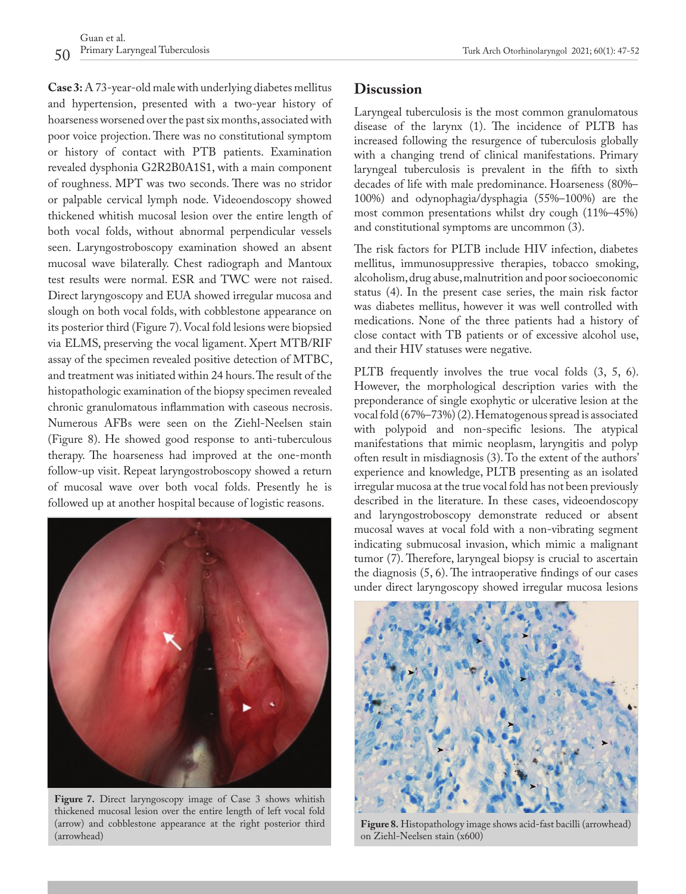**Case 3:** A 73-year-old male with underlying diabetes mellitus and hypertension, presented with a two-year history of hoarseness worsened over the past six months, associated with poor voice projection. There was no constitutional symptom or history of contact with PTB patients. Examination revealed dysphonia G2R2B0A1S1, with a main component of roughness. MPT was two seconds. There was no stridor or palpable cervical lymph node. Videoendoscopy showed thickened whitish mucosal lesion over the entire length of both vocal folds, without abnormal perpendicular vessels seen. Laryngostroboscopy examination showed an absent mucosal wave bilaterally. Chest radiograph and Mantoux test results were normal. ESR and TWC were not raised. Direct laryngoscopy and EUA showed irregular mucosa and slough on both vocal folds, with cobblestone appearance on its posterior third (Figure 7). Vocal fold lesions were biopsied via ELMS, preserving the vocal ligament. Xpert MTB/RIF assay of the specimen revealed positive detection of MTBC, and treatment was initiated within 24 hours. The result of the histopathologic examination of the biopsy specimen revealed chronic granulomatous inflammation with caseous necrosis. Numerous AFBs were seen on the Ziehl-Neelsen stain (Figure 8). He showed good response to anti-tuberculous therapy. The hoarseness had improved at the one-month follow-up visit. Repeat laryngostroboscopy showed a return of mucosal wave over both vocal folds. Presently he is followed up at another hospital because of logistic reasons.

**Figure 7.** Direct laryngoscopy image of Case 3 shows whitish thickened mucosal lesion over the entire length of left vocal fold (arrow) and cobblestone appearance at the right posterior third (arrowhead)

## Discussion

Laryngeal tuberculosis is the most common granulomatous disease of the larynx (1). The incidence of PLTB has increased following the resurgence of tuberculosis globally with a changing trend of clinical manifestations. Primary laryngeal tuberculosis is prevalent in the fifth to sixth decades of life with male predominance. Hoarseness (80%–100%) and odynophagia/dysphagia (55%–100%) are the most common presentations whilst dry cough (11%–45%) and constitutional symptoms are uncommon (3).

The risk factors for PLTB include HIV infection, diabetes mellitus, immunosuppressive therapies, tobacco smoking, alcoholism, drug abuse, malnutrition and poor socioeconomic status (4). In the present case series, the main risk factor was diabetes mellitus, however it was well controlled with medications. None of the three patients had a history of close contact with TB patients or of excessive alcohol use, and their HIV statuses were negative.

PLTB frequently involves the true vocal folds (3, 5, 6). However, the morphological description varies with the preponderance of single exophytic or ulcerative lesion at the vocal fold (67%–73%) (2). Hematogenous spread is associated with polypoid and non-specific lesions. The atypical manifestations that mimic neoplasm, laryngitis and polyp often result in misdiagnosis (3). To the extent of the authors' experience and knowledge, PLTB presenting as an isolated irregular mucosa at the true vocal fold has not been previously described in the literature. In these cases, videoendoscopy and laryngostroboscopy demonstrate reduced or absent mucosal waves at vocal fold with a non-vibrating segment indicating submucosal invasion, which mimic a malignant tumor (7). Therefore, laryngeal biopsy is crucial to ascertain the diagnosis (5, 6). The intraoperative findings of our cases under direct laryngoscopy showed irregular mucosa lesions

**Figure 8.** Histopathology image shows acid-fast bacilli (arrowhead) on Ziehl-Neelsen stain (x600)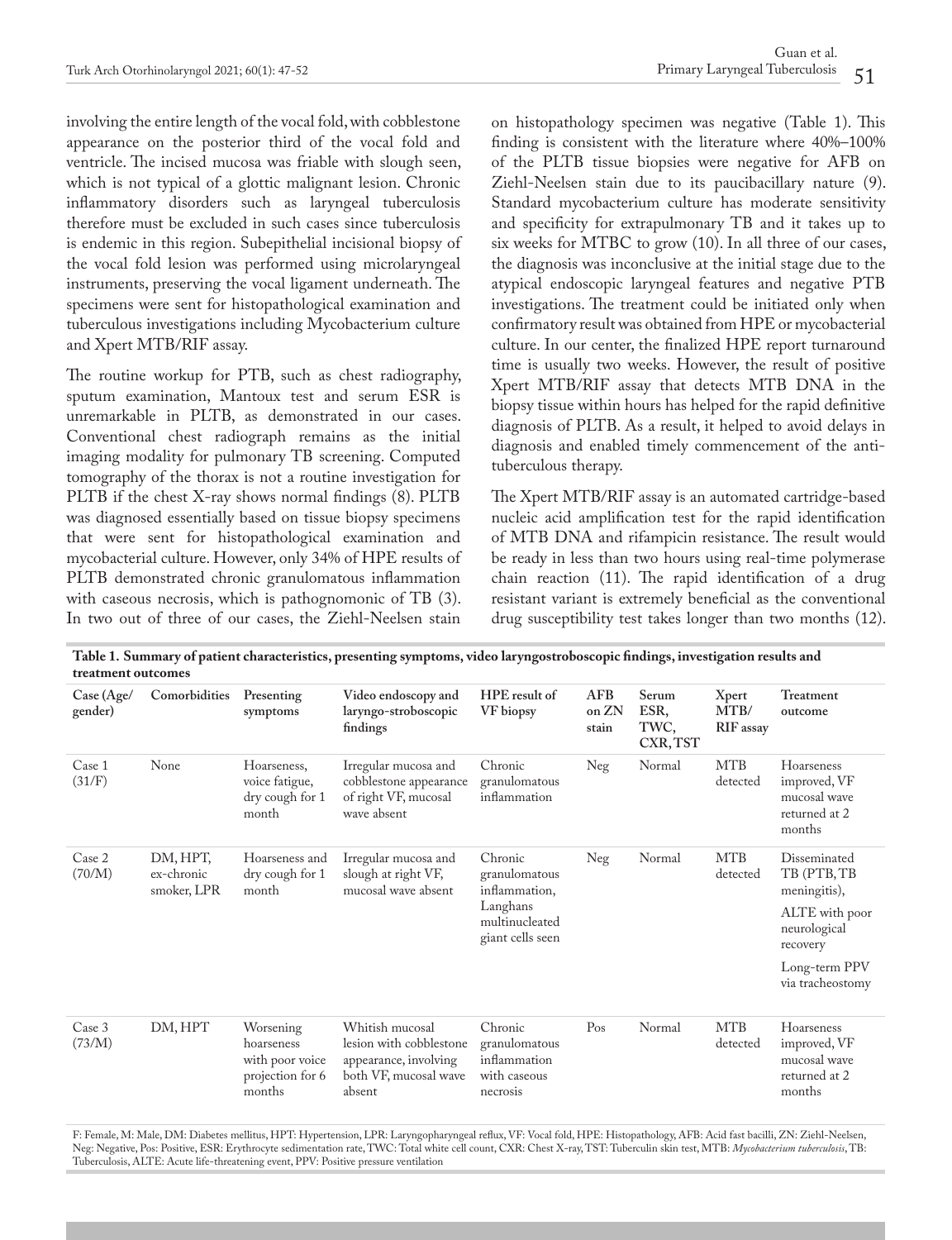involving the entire length of the vocal fold, with cobblestone appearance on the posterior third of the vocal fold and ventricle. The incised mucosa was friable with slough seen, which is not typical of a glottic malignant lesion. Chronic inflammatory disorders such as laryngeal tuberculosis therefore must be excluded in such cases since tuberculosis is endemic in this region. Subepithelial incisional biopsy of the vocal fold lesion was performed using microlaryngeal instruments, preserving the vocal ligament underneath. The specimens were sent for histopathological examination and tuberculous investigations including Mycobacterium culture and Xpert MTB/RIF assay.

The routine workup for PTB, such as chest radiography, sputum examination, Mantoux test and serum ESR is unremarkable in PLTB, as demonstrated in our cases. Conventional chest radiograph remains as the initial imaging modality for pulmonary TB screening. Computed tomography of the thorax is not a routine investigation for PLTB if the chest X-ray shows normal findings (8). PLTB was diagnosed essentially based on tissue biopsy specimens that were sent for histopathological examination and mycobacterial culture. However, only 34% of HPE results of PLTB demonstrated chronic granulomatous inflammation with caseous necrosis, which is pathognomonic of TB (3). In two out of three of our cases, the Ziehl-Neelsen stain on histopathology specimen was negative (Table 1). This finding is consistent with the literature where 40%–100% of the PLTB tissue biopsies were negative for AFB on Ziehl-Neelsen stain due to its paucibacillary nature (9). Standard mycobacterium culture has moderate sensitivity and specificity for extrapulmonary TB and it takes up to six weeks for MTBC to grow (10). In all three of our cases, the diagnosis was inconclusive at the initial stage due to the atypical endoscopic laryngeal features and negative PTB investigations. The treatment could be initiated only when confirmatory result was obtained from HPE or mycobacterial culture. In our center, the finalized HPE report turnaround time is usually two weeks. However, the result of positive Xpert MTB/RIF assay that detects MTB DNA in the biopsy tissue within hours has helped for the rapid definitive diagnosis of PLTB. As a result, it helped to avoid delays in diagnosis and enabled timely commencement of the anti-tuberculous therapy.

The Xpert MTB/RIF assay is an automated cartridge-based nucleic acid amplification test for the rapid identification of MTB DNA and rifampicin resistance. The result would be ready in less than two hours using real-time polymerase chain reaction (11). The rapid identification of a drug resistant variant is extremely beneficial as the conventional drug susceptibility test takes longer than two months (12).

**Table 1. Summary of patient characteristics, presenting symptoms, video laryngostroboscopic findings, investigation results and treatment outcomes**

| Case (Age/gender) | Comorbidities | Presenting symptoms | Video endoscopy and laryngo-stroboscopic findings | HPE result of VF biopsy | AFB on ZN stain | Serum ESR, TWC, CXR, TST | Xpert MTB/RIF assay | Treatment outcome |
|---|---|---|---|---|---|---|---|---|
| Case 1 (31/F) | None | Hoarseness, voice fatigue, dry cough for 1 month | Irregular mucosa and cobblestone appearance of right VF, mucosal wave absent | Chronic granulomatous inflammation | Neg | Normal | MTB detected | Hoarseness improved, VF mucosal wave returned at 2 months |
| Case 2 (70/M) | DM, HPT, ex-chronic smoker, LPR | Hoarseness and dry cough for 1 month | Irregular mucosa and slough at right VF, mucosal wave absent | Chronic granulomatous inflammation, Langhans multinucleated giant cells seen | Neg | Normal | MTB detected | Disseminated TB (PTB, TB meningitis), ALTE with poor neurological recovery, Long-term PPV via tracheostomy |
| Case 3 (73/M) | DM, HPT | Worsening hoarseness with poor voice projection for 6 months | Whitish mucosal lesion with cobblestone appearance, involving both VF, mucosal wave absent | Chronic granulomatous inflammation with caseous necrosis | Pos | Normal | MTB detected | Hoarseness improved, VF mucosal wave returned at 2 months |

F: Female, M: Male, DM: Diabetes mellitus, HPT: Hypertension, LPR: Laryngopharyngeal reflux, VF: Vocal fold, HPE: Histopathology, AFB: Acid fast bacilli, ZN: Ziehl-Neelsen, Neg: Negative, Pos: Positive, ESR: Erythrocyte sedimentation rate, TWC: Total white cell count, CXR: Chest X-ray, TST: Tuberculin skin test, MTB: *Mycobacterium tuberculosis*, TB: Tuberculosis, ALTE: Acute life-threatening event, PPV: Positive pressure ventilation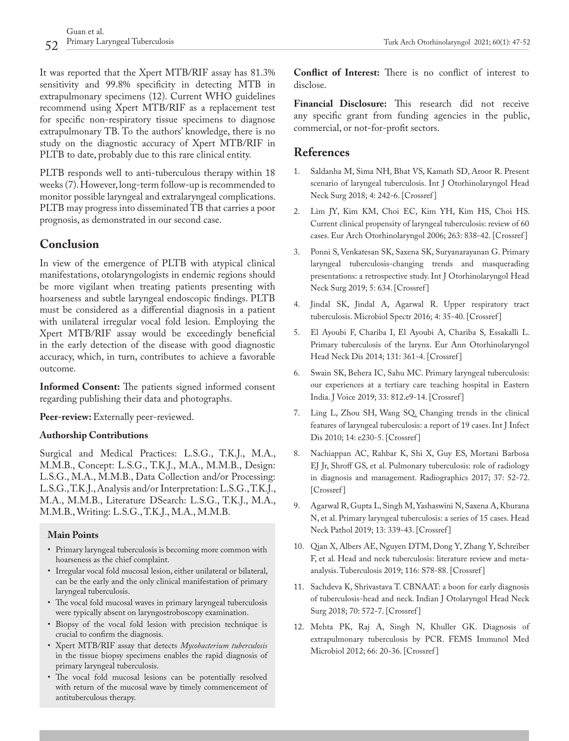It was reported that the Xpert MTB/RIF assay has 81.3% sensitivity and 99.8% specificity in detecting MTB in extrapulmonary specimens (12). Current WHO guidelines recommend using Xpert MTB/RIF as a replacement test for specific non-respiratory tissue specimens to diagnose extrapulmonary TB. To the authors' knowledge, there is no study on the diagnostic accuracy of Xpert MTB/RIF in PLTB to date, probably due to this rare clinical entity.

PLTB responds well to anti-tuberculous therapy within 18 weeks (7). However, long-term follow-up is recommended to monitor possible laryngeal and extralaryngeal complications. PLTB may progress into disseminated TB that carries a poor prognosis, as demonstrated in our second case.

## Conclusion

In view of the emergence of PLTB with atypical clinical manifestations, otolaryngologists in endemic regions should be more vigilant when treating patients presenting with hoarseness and subtle laryngeal endoscopic findings. PLTB must be considered as a differential diagnosis in a patient with unilateral irregular vocal fold lesion. Employing the Xpert MTB/RIF assay would be exceedingly beneficial in the early detection of the disease with good diagnostic accuracy, which, in turn, contributes to achieve a favorable outcome.

**Informed Consent:** The patients signed informed consent regarding publishing their data and photographs.

**Peer-review:** Externally peer-reviewed.

**Authorship Contributions**

Surgical and Medical Practices: L.S.G., T.K.J., M.A., M.M.B., Concept: L.S.G., T.K.J., M.A., M.M.B., Design: L.S.G., M.A., M.M.B., Data Collection and/or Processing: L.S.G., T.K.J., Analysis and/or Interpretation: L.S.G., T.K.J., M.A., M.M.B., Literature DSearch: L.S.G., T.K.J., M.A., M.M.B., Writing: L.S.G., T.K.J., M.A., M.M.B.

**Main Points**

- Primary laryngeal tuberculosis is becoming more common with hoarseness as the chief complaint.
- Irregular vocal fold mucosal lesion, either unilateral or bilateral, can be the early and the only clinical manifestation of primary laryngeal tuberculosis.
- The vocal fold mucosal waves in primary laryngeal tuberculosis were typically absent on laryngostroboscopy examination.
- Biopsy of the vocal fold lesion with precision technique is crucial to confirm the diagnosis.
- Xpert MTB/RIF assay that detects *Mycobacterium tuberculosis* in the tissue biopsy specimens enables the rapid diagnosis of primary laryngeal tuberculosis.
- The vocal fold mucosal lesions can be potentially resolved with return of the mucosal wave by timely commencement of antituberculous therapy.

**Conflict of Interest:** There is no conflict of interest to disclose.

**Financial Disclosure:** This research did not receive any specific grant from funding agencies in the public, commercial, or not-for-profit sectors.

## References

1. Saldanha M, Sima NH, Bhat VS, Kamath SD, Aroor R. Present scenario of laryngeal tuberculosis. Int J Otorhinolaryngol Head Neck Surg 2018; 4: 242-6. [Crossref]
2. Lim JY, Kim KM, Choi EC, Kim YH, Kim HS, Choi HS. Current clinical propensity of laryngeal tuberculosis: review of 60 cases. Eur Arch Otorhinolaryngol 2006; 263: 838-42. [Crossref]
3. Ponni S, Venkatesan SK, Saxena SK, Suryanarayanan G. Primary laryngeal tuberculosis-changing trends and masquerading presentations: a retrospective study. Int J Otorhinolaryngol Head Neck Surg 2019; 5: 634. [Crossref]
4. Jindal SK, Jindal A, Agarwal R. Upper respiratory tract tuberculosis. Microbiol Spectr 2016; 4: 35-40. [Crossref]
5. El Ayoubi F, Chariba I, El Ayoubi A, Chariba S, Essakalli L. Primary tuberculosis of the larynx. Eur Ann Otorhinolaryngol Head Neck Dis 2014; 131: 361-4. [Crossref]
6. Swain SK, Behera IC, Sahu MC. Primary laryngeal tuberculosis: our experiences at a tertiary care teaching hospital in Eastern India. J Voice 2019; 33: 812.e9-14. [Crossref]
7. Ling L, Zhou SH, Wang SQ. Changing trends in the clinical features of laryngeal tuberculosis: a report of 19 cases. Int J Infect Dis 2010; 14: e230-5. [Crossref]
8. Nachiappan AC, Rahbar K, Shi X, Guy ES, Mortani Barbosa EJ Jr, Shroff GS, et al. Pulmonary tuberculosis: role of radiology in diagnosis and management. Radiographics 2017; 37: 52-72. [Crossref]
9. Agarwal R, Gupta L, Singh M, Yashaswini N, Saxena A, Khurana N, et al. Primary laryngeal tuberculosis: a series of 15 cases. Head Neck Pathol 2019; 13: 339-43. [Crossref]
10. Qian X, Albers AE, Nguyen DTM, Dong Y, Zhang Y, Schreiber F, et al. Head and neck tuberculosis: literature review and meta-analysis. Tuberculosis 2019; 116: S78-88. [Crossref]
11. Sachdeva K, Shrivastava T. CBNAAT: a boon for early diagnosis of tuberculosis-head and neck. Indian J Otolaryngol Head Neck Surg 2018; 70: 572-7. [Crossref]
12. Mehta PK, Raj A, Singh N, Khuller GK. Diagnosis of extrapulmonary tuberculosis by PCR. FEMS Immunol Med Microbiol 2012; 66: 20-36. [Crossref]